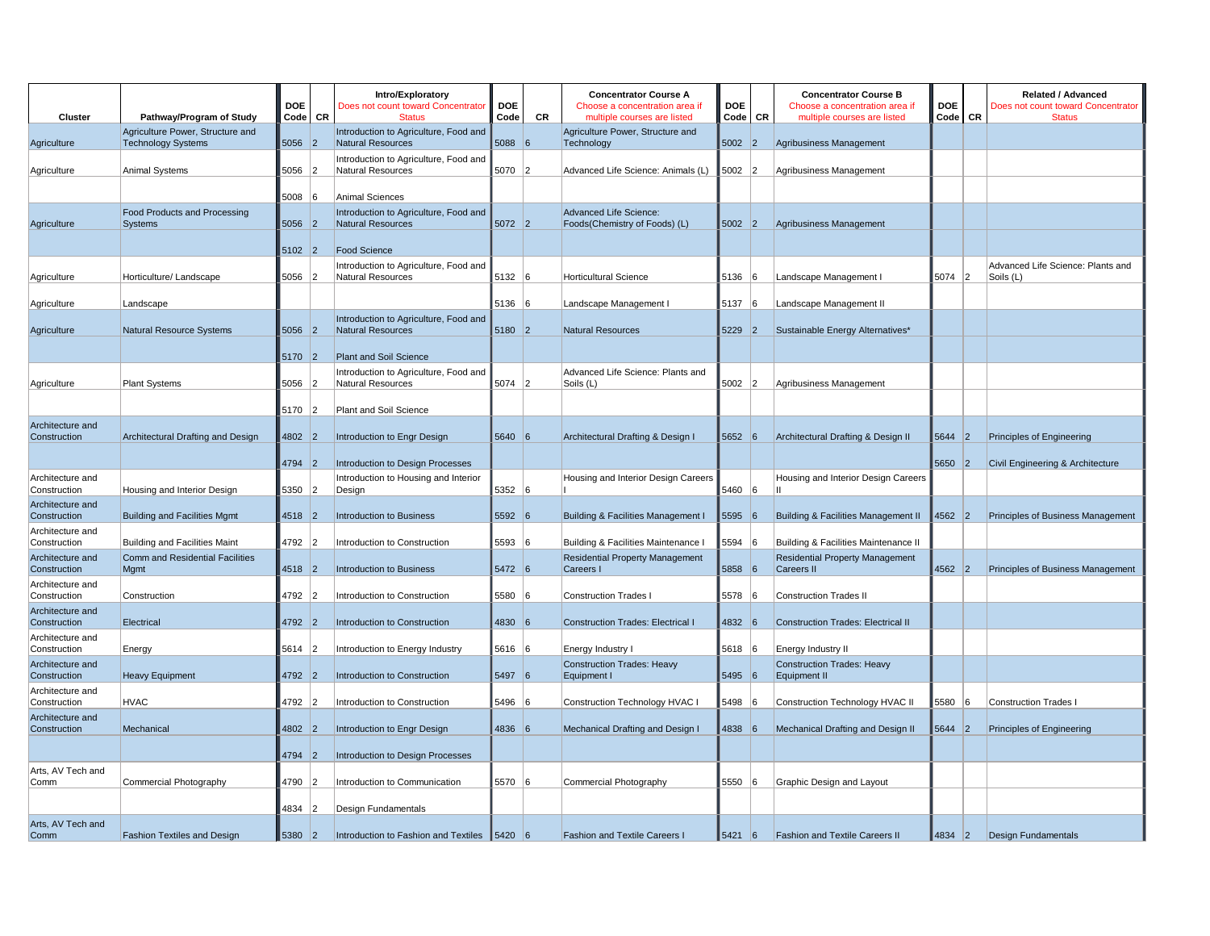| Cluster | Pathway/Program of Study | DOE Code | CR | Intro/Exploratory Does not count toward Concentrator Status | DOE Code | CR | Concentrator Course A Choose a concentration area if multiple courses are listed | DOE Code | CR | Concentrator Course B Choose a concentration area if multiple courses are listed | DOE Code | CR | Related / Advanced Does not count toward Concentrator Status |
|---|---|---|---|---|---|---|---|---|---|---|---|---|---|
| Agriculture | Agriculture Power, Structure and Technology Systems | 5056 | 2 | Introduction to Agriculture, Food and Natural Resources | 5088 | 6 | Agriculture Power, Structure and Technology | 5002 | 2 | Agribusiness Management | | | |
| Agriculture | Animal Systems | 5056 | 2 | Introduction to Agriculture, Food and Natural Resources | 5070 | 2 | Advanced Life Science: Animals (L) | 5002 | 2 | Agribusiness Management | | | |
| | | 5008 | 6 | Animal Sciences | | | | | | | | | |
| Agriculture | Food Products and Processing Systems | 5056 | 2 | Introduction to Agriculture, Food and Natural Resources | 5072 | 2 | Advanced Life Science: Foods(Chemistry of Foods) (L) | 5002 | 2 | Agribusiness Management | | | |
| | | 5102 | 2 | Food Science | | | | | | | | | |
| Agriculture | Horticulture/ Landscape | 5056 | 2 | Introduction to Agriculture, Food and Natural Resources | 5132 | 6 | Horticultural Science | 5136 | 6 | Landscape Management I | 5074 | 2 | Advanced Life Science: Plants and Soils (L) |
| Agriculture | Landscape | | | | 5136 | 6 | Landscape Management I | 5137 | 6 | Landscape Management II | | | |
| Agriculture | Natural Resource Systems | 5056 | 2 | Introduction to Agriculture, Food and Natural Resources | 5180 | 2 | Natural Resources | 5229 | 2 | Sustainable Energy Alternatives* | | | |
| | | 5170 | 2 | Plant and Soil Science | | | | | | | | | |
| Agriculture | Plant Systems | 5056 | 2 | Introduction to Agriculture, Food and Natural Resources | 5074 | 2 | Advanced Life Science: Plants and Soils (L) | 5002 | 2 | Agribusiness Management | | | |
| | | 5170 | 2 | Plant and Soil Science | | | | | | | | | |
| Architecture and Construction | Architectural Drafting and Design | 4802 | 2 | Introduction to Engr Design | 5640 | 6 | Architectural Drafting & Design I | 5652 | 6 | Architectural Drafting & Design II | 5644 | 2 | Principles of Engineering |
| | | 4794 | 2 | Introduction to Design Processes | | | | | | | 5650 | 2 | Civil Engineering & Architecture |
| Architecture and Construction | Housing and Interior Design | 5350 | 2 | Introduction to Housing and Interior Design | 5352 | 6 | Housing and Interior Design Careers I | 5460 | 6 | Housing and Interior Design Careers II | | | |
| Architecture and Construction | Building and Facilities Mgmt | 4518 | 2 | Introduction to Business | 5592 | 6 | Building & Facilities Management I | 5595 | 6 | Building & Facilities Management II | 4562 | 2 | Principles of Business Management |
| Architecture and Construction | Building and Facilities Maint | 4792 | 2 | Introduction to Construction | 5593 | 6 | Building & Facilities Maintenance I | 5594 | 6 | Building & Facilities Maintenance II | | | |
| Architecture and Construction | Comm and Residential Facilities Mgmt | 4518 | 2 | Introduction to Business | 5472 | 6 | Residential Property Management Careers I | 5858 | 6 | Residential Property Management Careers II | 4562 | 2 | Principles of Business Management |
| Architecture and Construction | Construction | 4792 | 2 | Introduction to Construction | 5580 | 6 | Construction Trades I | 5578 | 6 | Construction Trades II | | | |
| Architecture and Construction | Electrical | 4792 | 2 | Introduction to Construction | 4830 | 6 | Construction Trades: Electrical I | 4832 | 6 | Construction Trades: Electrical II | | | |
| Architecture and Construction | Energy | 5614 | 2 | Introduction to Energy Industry | 5616 | 6 | Energy Industry I | 5618 | 6 | Energy Industry II | | | |
| Architecture and Construction | Heavy Equipment | 4792 | 2 | Introduction to Construction | 5497 | 6 | Construction Trades: Heavy Equipment I | 5495 | 6 | Construction Trades: Heavy Equipment II | | | |
| Architecture and Construction | HVAC | 4792 | 2 | Introduction to Construction | 5496 | 6 | Construction Technology HVAC I | 5498 | 6 | Construction Technology HVAC II | 5580 | 6 | Construction Trades I |
| Architecture and Construction | Mechanical | 4802 | 2 | Introduction to Engr Design | 4836 | 6 | Mechanical Drafting and Design I | 4838 | 6 | Mechanical Drafting and Design II | 5644 | 2 | Principles of Engineering |
| | | 4794 | 2 | Introduction to Design Processes | | | | | | | | | |
| Arts, AV Tech and Comm | Commercial Photography | 4790 | 2 | Introduction to Communication | 5570 | 6 | Commercial Photography | 5550 | 6 | Graphic Design and Layout | | | |
| | | 4834 | 2 | Design Fundamentals | | | | | | | | | |
| Arts, AV Tech and Comm | Fashion Textiles and Design | 5380 | 2 | Introduction to Fashion and Textiles | 5420 | 6 | Fashion and Textile Careers I | 5421 | 6 | Fashion and Textile Careers II | 4834 | 2 | Design Fundamentals |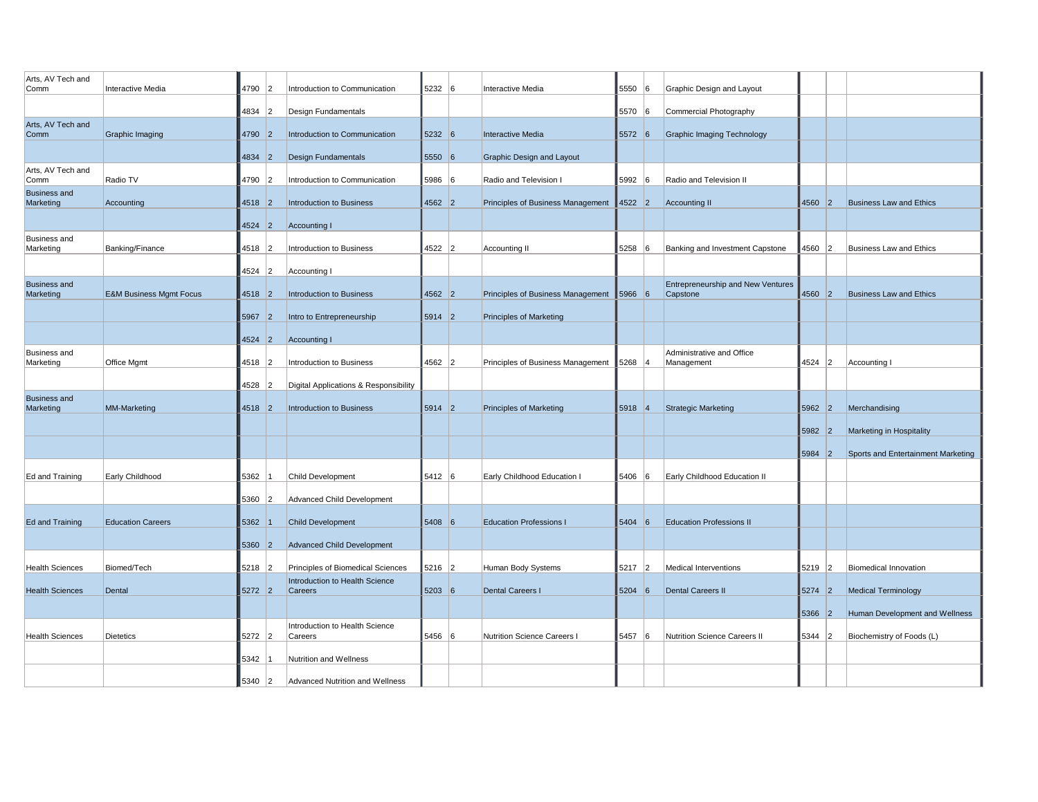| | | | | | | | | | | | | | |
|---|---|---|---|---|---|---|---|---|---|---|---|---|---|
| Arts, AV Tech and Comm | Interactive Media | 4790 | 2 | Introduction to Communication | 5232 | 6 | Interactive Media | 5550 | 6 | Graphic Design and Layout | | | |
| | | 4834 | 2 | Design Fundamentals | | | | 5570 | 6 | Commercial Photography | | | |
| Arts, AV Tech and Comm | Graphic Imaging | 4790 | 2 | Introduction to Communication | 5232 | 6 | Interactive Media | 5572 | 6 | Graphic Imaging Technology | | | |
| | | 4834 | 2 | Design Fundamentals | 5550 | 6 | Graphic Design and Layout | | | | | | |
| Arts, AV Tech and Comm | Radio TV | 4790 | 2 | Introduction to Communication | 5986 | 6 | Radio and Television I | 5992 | 6 | Radio and Television II | | | |
| Business and Marketing | Accounting | 4518 | 2 | Introduction to Business | 4562 | 2 | Principles of Business Management | 4522 | 2 | Accounting II | 4560 | 2 | Business Law and Ethics |
| | | 4524 | 2 | Accounting I | | | | | | | | | |
| Business and Marketing | Banking/Finance | 4518 | 2 | Introduction to Business | 4522 | 2 | Accounting II | 5258 | 6 | Banking and Investment Capstone | 4560 | 2 | Business Law and Ethics |
| | | 4524 | 2 | Accounting I | | | | | | | | | |
| Business and Marketing | E&M Business Mgmt Focus | 4518 | 2 | Introduction to Business | 4562 | 2 | Principles of Business Management | 5966 | 6 | Entrepreneurship and New Ventures Capstone | 4560 | 2 | Business Law and Ethics |
| | | 5967 | 2 | Intro to Entrepreneurship | 5914 | 2 | Principles of Marketing | | | | | | |
| | | 4524 | 2 | Accounting I | | | | | | | | | |
| Business and Marketing | Office Mgmt | 4518 | 2 | Introduction to Business | 4562 | 2 | Principles of Business Management | 5268 | 4 | Administrative and Office Management | 4524 | 2 | Accounting I |
| | | 4528 | 2 | Digital Applications & Responsibility | | | | | | | | | |
| Business and Marketing | MM-Marketing | 4518 | 2 | Introduction to Business | 5914 | 2 | Principles of Marketing | 5918 | 4 | Strategic Marketing | 5962 | 2 | Merchandising |
| | | | | | | | | | | | 5982 | 2 | Marketing in Hospitality |
| | | | | | | | | | | | 5984 | 2 | Sports and Entertainment Marketing |
| Ed and Training | Early Childhood | 5362 | 1 | Child Development | 5412 | 6 | Early Childhood Education I | 5406 | 6 | Early Childhood Education II | | | |
| | | 5360 | 2 | Advanced Child Development | | | | | | | | | |
| Ed and Training | Education Careers | 5362 | 1 | Child Development | 5408 | 6 | Education Professions I | 5404 | 6 | Education Professions II | | | |
| | | 5360 | 2 | Advanced Child Development | | | | | | | | | |
| Health Sciences | Biomed/Tech | 5218 | 2 | Principles of Biomedical Sciences | 5216 | 2 | Human Body Systems | 5217 | 2 | Medical Interventions | 5219 | 2 | Biomedical Innovation |
| Health Sciences | Dental | 5272 | 2 | Introduction to Health Science Careers | 5203 | 6 | Dental Careers I | 5204 | 6 | Dental Careers II | 5274 | 2 | Medical Terminology |
| | | | | | | | | | | | 5366 | 2 | Human Development and Wellness |
| Health Sciences | Dietetics | 5272 | 2 | Introduction to Health Science Careers | 5456 | 6 | Nutrition Science Careers I | 5457 | 6 | Nutrition Science Careers II | 5344 | 2 | Biochemistry of Foods (L) |
| | | 5342 | 1 | Nutrition and Wellness | | | | | | | | | |
| | | 5340 | 2 | Advanced Nutrition and Wellness | | | | | | | | | |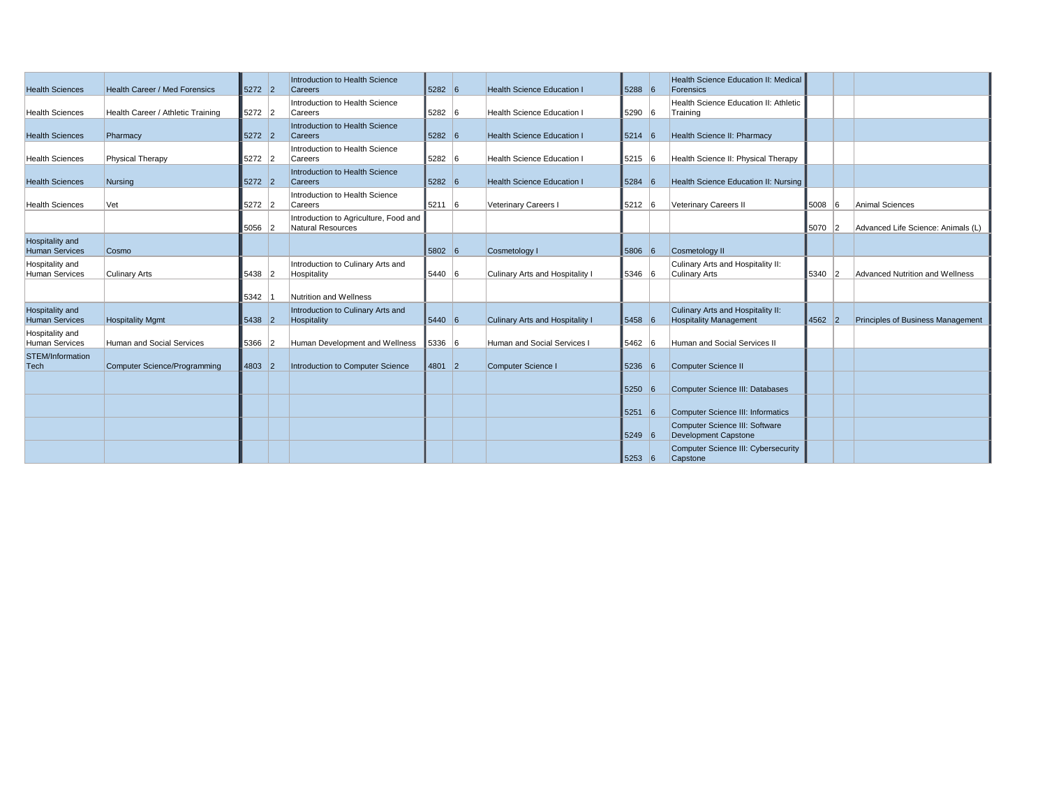| | | | | | | | | | | | | | |
|---|---|---|---|---|---|---|---|---|---|---|---|---|---|
| Health Sciences | Health Career / Med Forensics | 5272 | 2 | Introduction to Health Science Careers | 5282 | 6 | Health Science Education I | 5288 | 6 | Health Science Education II: Medical Forensics | | | |
| Health Sciences | Health Career / Athletic Training | 5272 | 2 | Introduction to Health Science Careers | 5282 | 6 | Health Science Education I | 5290 | 6 | Health Science Education II: Athletic Training | | | |
| Health Sciences | Pharmacy | 5272 | 2 | Introduction to Health Science Careers | 5282 | 6 | Health Science Education I | 5214 | 6 | Health Science II: Pharmacy | | | |
| Health Sciences | Physical Therapy | 5272 | 2 | Introduction to Health Science Careers | 5282 | 6 | Health Science Education I | 5215 | 6 | Health Science II: Physical Therapy | | | |
| Health Sciences | Nursing | 5272 | 2 | Introduction to Health Science Careers | 5282 | 6 | Health Science Education I | 5284 | 6 | Health Science Education II: Nursing | | | |
| Health Sciences | Vet | 5272 | 2 | Introduction to Health Science Careers | 5211 | 6 | Veterinary Careers I | 5212 | 6 | Veterinary Careers II | 5008 | 6 | Animal Sciences |
| | | 5056 | 2 | Introduction to Agriculture, Food and Natural Resources | | | | | | | 5070 | 2 | Advanced Life Science: Animals (L) |
| Hospitality and Human Services | Cosmo | | | | 5802 | 6 | Cosmetology I | 5806 | 6 | Cosmetology II | | | |
| Hospitality and Human Services | Culinary Arts | 5438 | 2 | Introduction to Culinary Arts and Hospitality | 5440 | 6 | Culinary Arts and Hospitality I | 5346 | 6 | Culinary Arts and Hospitality II: Culinary Arts | 5340 | 2 | Advanced Nutrition and Wellness |
| | | 5342 | 1 | Nutrition and Wellness | | | | | | | | | |
| Hospitality and Human Services | Hospitality Mgmt | 5438 | 2 | Introduction to Culinary Arts and Hospitality | 5440 | 6 | Culinary Arts and Hospitality I | 5458 | 6 | Culinary Arts and Hospitality II: Hospitality Management | 4562 | 2 | Principles of Business Management |
| Hospitality and Human Services | Human and Social Services | 5366 | 2 | Human Development and Wellness | 5336 | 6 | Human and Social Services I | 5462 | 6 | Human and Social Services II | | | |
| STEM/Information Tech | Computer Science/Programming | 4803 | 2 | Introduction to Computer Science | 4801 | 2 | Computer Science I | 5236 | 6 | Computer Science II | | | |
| | | | | | | | | 5250 | 6 | Computer Science III: Databases | | | |
| | | | | | | | | 5251 | 6 | Computer Science III: Informatics | | | |
| | | | | | | | | 5249 | 6 | Computer Science III: Software Development Capstone | | | |
| | | | | | | | | 5253 | 6 | Computer Science III: Cybersecurity Capstone | | | |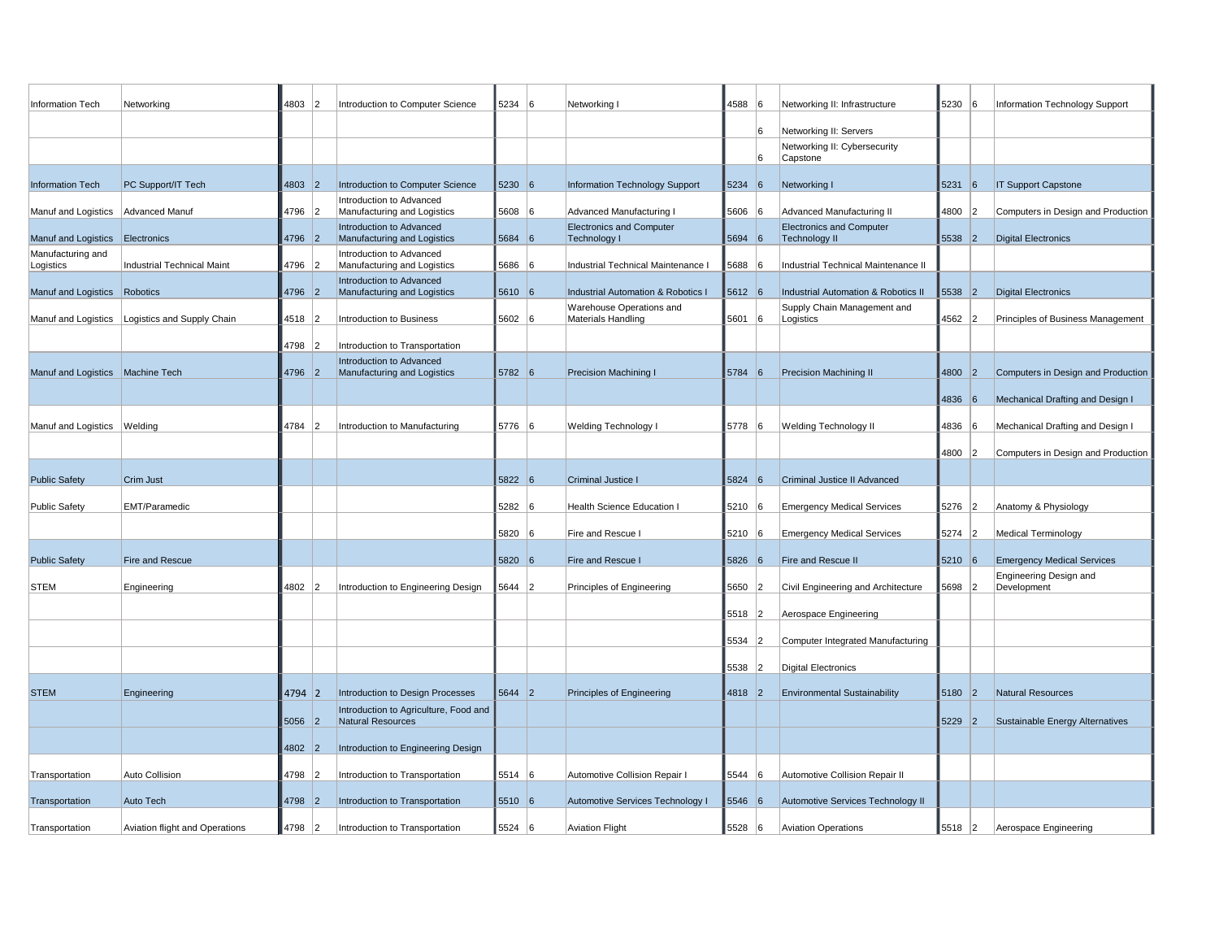| | | | | | | | | | | | | | |
|---|---|---|---|---|---|---|---|---|---|---|---|---|---|
| Information Tech | Networking | 4803 | 2 | Introduction to Computer Science | 5234 | 6 | Networking I | 4588 | 6 | Networking II: Infrastructure | 5230 | 6 | Information Technology Support |
| | | | | | | | | | 6 | Networking II: Servers | | | |
| | | | | | | | | | 6 | Networking II: Cybersecurity Capstone | | | |
| Information Tech | PC Support/IT Tech | 4803 | 2 | Introduction to Computer Science | 5230 | 6 | Information Technology Support | 5234 | 6 | Networking I | 5231 | 6 | IT Support Capstone |
| Manuf and Logistics | Advanced Manuf | 4796 | 2 | Introduction to Advanced Manufacturing and Logistics | 5608 | 6 | Advanced Manufacturing I | 5606 | 6 | Advanced Manufacturing II | 4800 | 2 | Computers in Design and Production |
| Manuf and Logistics | Electronics | 4796 | 2 | Introduction to Advanced Manufacturing and Logistics | 5684 | 6 | Electronics and Computer Technology I | 5694 | 6 | Electronics and Computer Technology II | 5538 | 2 | Digital Electronics |
| Manufacturing and Logistics | Industrial Technical Maint | 4796 | 2 | Introduction to Advanced Manufacturing and Logistics | 5686 | 6 | Industrial Technical Maintenance I | 5688 | 6 | Industrial Technical Maintenance II | | | |
| Manuf and Logistics | Robotics | 4796 | 2 | Introduction to Advanced Manufacturing and Logistics | 5610 | 6 | Industrial Automation & Robotics I | 5612 | 6 | Industrial Automation & Robotics II | 5538 | 2 | Digital Electronics |
| Manuf and Logistics | Logistics and Supply Chain | 4518 | 2 | Introduction to Business | 5602 | 6 | Warehouse Operations and Materials Handling | 5601 | 6 | Supply Chain Management and Logistics | 4562 | 2 | Principles of Business Management |
| | | 4798 | 2 | Introduction to Transportation | | | | | | | | | |
| Manuf and Logistics | Machine Tech | 4796 | 2 | Introduction to Advanced Manufacturing and Logistics | 5782 | 6 | Precision Machining I | 5784 | 6 | Precision Machining II | 4800 | 2 | Computers in Design and Production |
| | | | | | | | | | | | 4836 | 6 | Mechanical Drafting and Design I |
| Manuf and Logistics | Welding | 4784 | 2 | Introduction to Manufacturing | 5776 | 6 | Welding Technology I | 5778 | 6 | Welding Technology II | 4836 | 6 | Mechanical Drafting and Design I |
| | | | | | | | | | | | 4800 | 2 | Computers in Design and Production |
| Public Safety | Crim Just | | | | 5822 | 6 | Criminal Justice I | 5824 | 6 | Criminal Justice II Advanced | | | |
| Public Safety | EMT/Paramedic | | | | 5282 | 6 | Health Science Education I | 5210 | 6 | Emergency Medical Services | 5276 | 2 | Anatomy & Physiology |
| | | | | | 5820 | 6 | Fire and Rescue I | 5210 | 6 | Emergency Medical Services | 5274 | 2 | Medical Terminology |
| Public Safety | Fire and Rescue | | | | 5820 | 6 | Fire and Rescue I | 5826 | 6 | Fire and Rescue II | 5210 | 6 | Emergency Medical Services |
| STEM | Engineering | 4802 | 2 | Introduction to Engineering Design | 5644 | 2 | Principles of Engineering | 5650 | 2 | Civil Engineering and Architecture | 5698 | 2 | Engineering Design and Development |
| | | | | | | | | 5518 | 2 | Aerospace Engineering | | | |
| | | | | | | | | 5534 | 2 | Computer Integrated Manufacturing | | | |
| | | | | | | | | 5538 | 2 | Digital Electronics | | | |
| STEM | Engineering | 4794 | 2 | Introduction to Design Processes | 5644 | 2 | Principles of Engineering | 4818 | 2 | Environmental Sustainability | 5180 | 2 | Natural Resources |
| | | 5056 | 2 | Introduction to Agriculture, Food and Natural Resources | | | | | | | 5229 | 2 | Sustainable Energy Alternatives |
| | | 4802 | 2 | Introduction to Engineering Design | | | | | | | | | |
| Transportation | Auto Collision | 4798 | 2 | Introduction to Transportation | 5514 | 6 | Automotive Collision Repair I | 5544 | 6 | Automotive Collision Repair II | | | |
| Transportation | Auto Tech | 4798 | 2 | Introduction to Transportation | 5510 | 6 | Automotive Services Technology I | 5546 | 6 | Automotive Services Technology II | | | |
| Transportation | Aviation flight and Operations | 4798 | 2 | Introduction to Transportation | 5524 | 6 | Aviation Flight | 5528 | 6 | Aviation Operations | 5518 | 2 | Aerospace Engineering |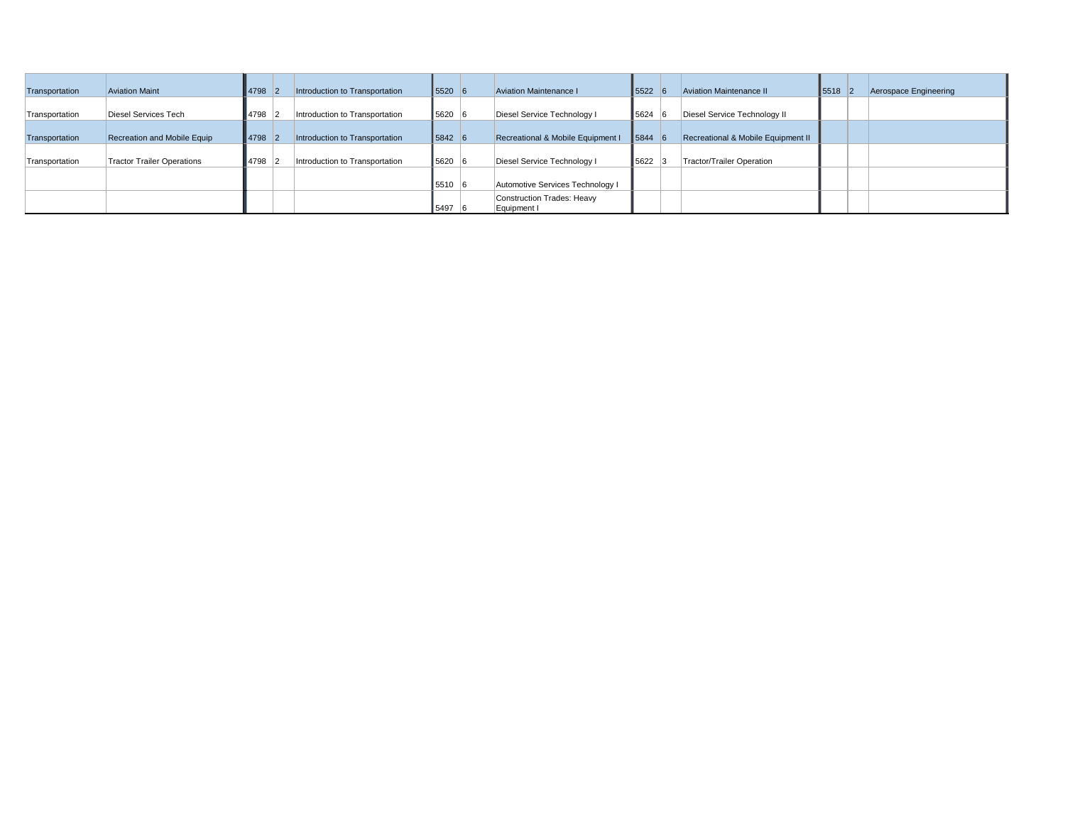| | | | | | | | | | | | | | |
|---|---|---|---|---|---|---|---|---|---|---|---|---|---|
| Transportation | Aviation Maint | 4798 | 2 | Introduction to Transportation | 5520 | 6 | Aviation Maintenance I | 5522 | 6 | Aviation Maintenance II | 5518 | 2 | Aerospace Engineering |
| Transportation | Diesel Services Tech | 4798 | 2 | Introduction to Transportation | 5620 | 6 | Diesel Service Technology I | 5624 | 6 | Diesel Service Technology II | | | |
| Transportation | Recreation and Mobile Equip | 4798 | 2 | Introduction to Transportation | 5842 | 6 | Recreational & Mobile Equipment I | 5844 | 6 | Recreational & Mobile Equipment II | | | |
| Transportation | Tractor Trailer Operations | 4798 | 2 | Introduction to Transportation | 5620 | 6 | Diesel Service Technology I | 5622 | 3 | Tractor/Trailer Operation | | | |
| | | | | | 5510 | 6 | Automotive Services Technology I | | | | | | |
| | | | | | 5497 | 6 | Construction Trades: Heavy Equipment I | | | | | | |